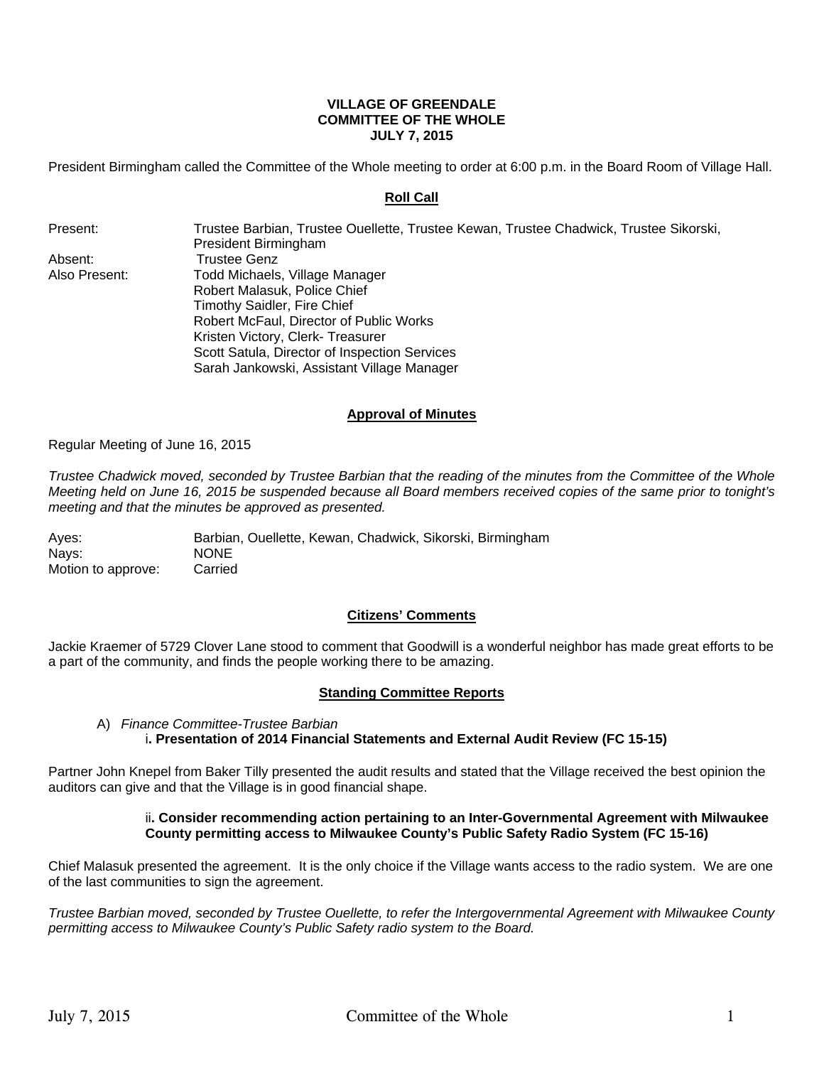**VILLAGE OF GREENDALE**
**COMMITTEE OF THE WHOLE**
**JULY 7, 2015**

President Birmingham called the Committee of the Whole meeting to order at 6:00 p.m. in the Board Room of Village Hall.

## Roll Call

| | |
|---|---|
| Present: | Trustee Barbian, Trustee Ouellette, Trustee Kewan, Trustee Chadwick, Trustee Sikorski, President Birmingham |
| Absent: | Trustee Genz |
| Also Present: | Todd Michaels, Village Manager<br>Robert Malasuk, Police Chief<br>Timothy Saidler, Fire Chief<br>Robert McFaul, Director of Public Works<br>Kristen Victory, Clerk- Treasurer<br>Scott Satula, Director of Inspection Services<br>Sarah Jankowski, Assistant Village Manager |

## Approval of Minutes

Regular Meeting of June 16, 2015

*Trustee Chadwick moved, seconded by Trustee Barbian that the reading of the minutes from the Committee of the Whole Meeting held on June 16, 2015 be suspended because all Board members received copies of the same prior to tonight's meeting and that the minutes be approved as presented.*

| | |
|---|---|
| Ayes: | Barbian, Ouellette, Kewan, Chadwick, Sikorski, Birmingham |
| Nays: | NONE |
| Motion to approve: | Carried |

## Citizens' Comments

Jackie Kraemer of 5729 Clover Lane stood to comment that Goodwill is a wonderful neighbor has made great efforts to be a part of the community, and finds the people working there to be amazing.

## Standing Committee Reports

A) *Finance Committee-Trustee Barbian*

i**. Presentation of 2014 Financial Statements and External Audit Review (FC 15-15)**

Partner John Knepel from Baker Tilly presented the audit results and stated that the Village received the best opinion the auditors can give and that the Village is in good financial shape.

ii**. Consider recommending action pertaining to an Inter-Governmental Agreement with Milwaukee County permitting access to Milwaukee County's Public Safety Radio System (FC 15-16)**

Chief Malasuk presented the agreement. It is the only choice if the Village wants access to the radio system. We are one of the last communities to sign the agreement.

*Trustee Barbian moved, seconded by Trustee Ouellette, to refer the Intergovernmental Agreement with Milwaukee County permitting access to Milwaukee County's Public Safety radio system to the Board.*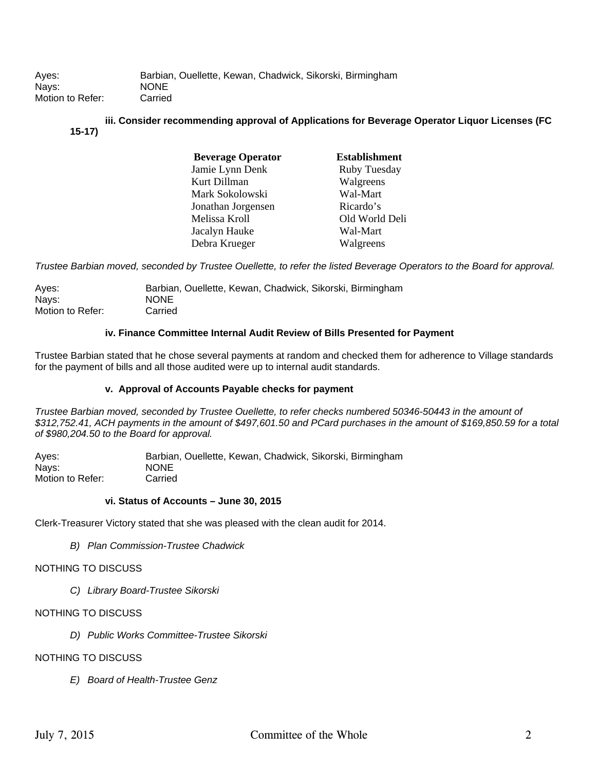| | |
|---|---|
| Ayes: | Barbian, Ouellette, Kewan, Chadwick, Sikorski, Birmingham |
| Nays: | NONE |
| Motion to Refer: | Carried |

**iii. Consider recommending approval of Applications for Beverage Operator Liquor Licenses (FC 15-17)**

| Beverage Operator | Establishment |
|---|---|
| Jamie Lynn Denk | Ruby Tuesday |
| Kurt Dillman | Walgreens |
| Mark Sokolowski | Wal-Mart |
| Jonathan Jorgensen | Ricardo's |
| Melissa Kroll | Old World Deli |
| Jacalyn Hauke | Wal-Mart |
| Debra Krueger | Walgreens |

*Trustee Barbian moved, seconded by Trustee Ouellette, to refer the listed Beverage Operators to the Board for approval.*

| | |
|---|---|
| Ayes: | Barbian, Ouellette, Kewan, Chadwick, Sikorski, Birmingham |
| Nays: | NONE |
| Motion to Refer: | Carried |

**iv. Finance Committee Internal Audit Review of Bills Presented for Payment**

Trustee Barbian stated that he chose several payments at random and checked them for adherence to Village standards for the payment of bills and all those audited were up to internal audit standards.

**v. Approval of Accounts Payable checks for payment**

*Trustee Barbian moved, seconded by Trustee Ouellette, to refer checks numbered 50346-50443 in the amount of $312,752.41, ACH payments in the amount of $497,601.50 and PCard purchases in the amount of $169,850.59 for a total of $980,204.50 to the Board for approval.*

| | |
|---|---|
| Ayes: | Barbian, Ouellette, Kewan, Chadwick, Sikorski, Birmingham |
| Nays: | NONE |
| Motion to Refer: | Carried |

**vi. Status of Accounts – June 30, 2015**

Clerk-Treasurer Victory stated that she was pleased with the clean audit for 2014.

*B) Plan Commission-Trustee Chadwick*

NOTHING TO DISCUSS

*C) Library Board-Trustee Sikorski*

NOTHING TO DISCUSS

*D) Public Works Committee-Trustee Sikorski*

NOTHING TO DISCUSS

*E) Board of Health-Trustee Genz*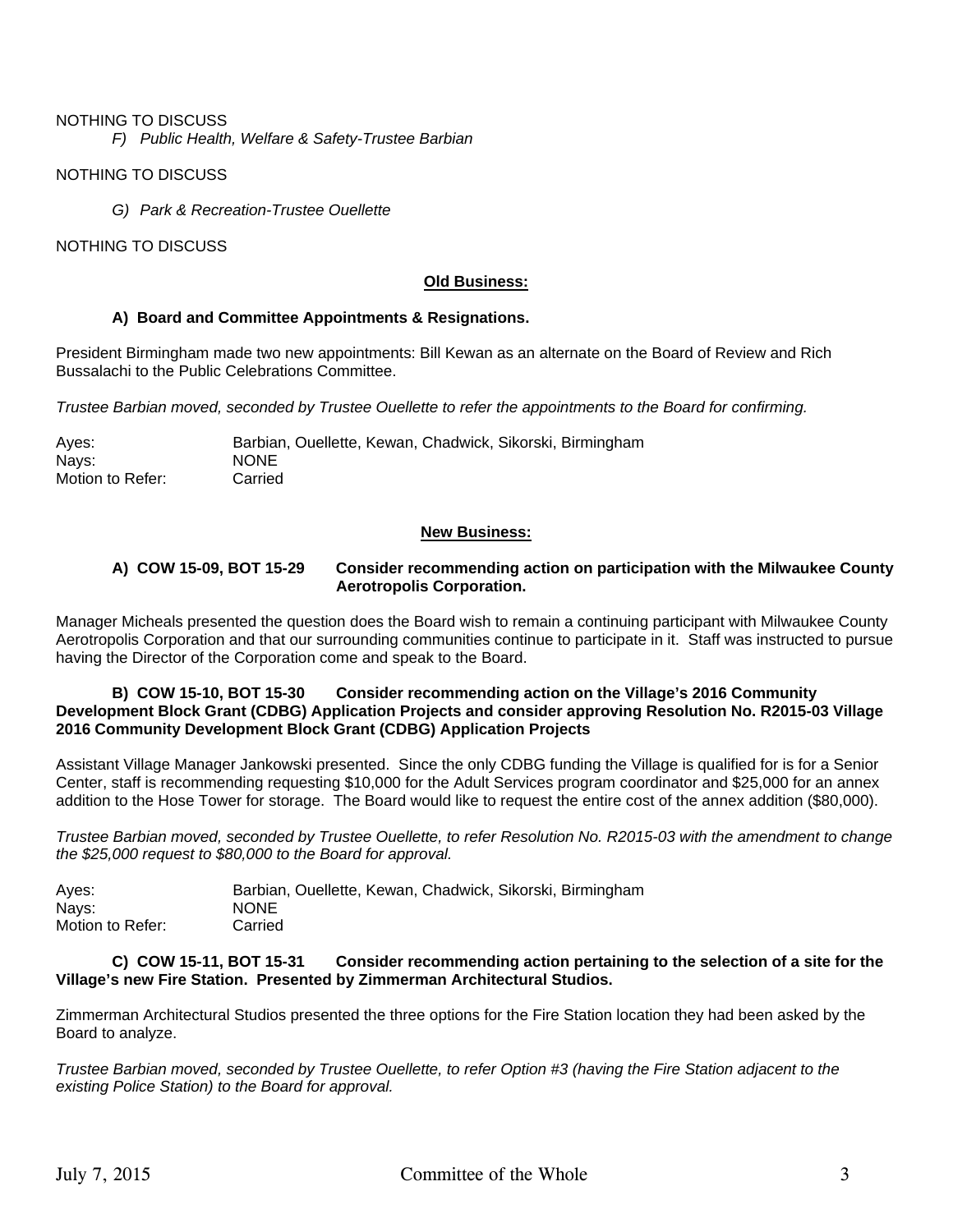NOTHING TO DISCUSS

*F) Public Health, Welfare & Safety-Trustee Barbian*

NOTHING TO DISCUSS

*G) Park & Recreation-Trustee Ouellette*

NOTHING TO DISCUSS

## Old Business:

**A) Board and Committee Appointments & Resignations.**

President Birmingham made two new appointments: Bill Kewan as an alternate on the Board of Review and Rich Bussalachi to the Public Celebrations Committee.

*Trustee Barbian moved, seconded by Trustee Ouellette to refer the appointments to the Board for confirming.*

| | |
|---|---|
| Ayes: | Barbian, Ouellette, Kewan, Chadwick, Sikorski, Birmingham |
| Nays: | NONE |
| Motion to Refer: | Carried |

## New Business:

**A) COW 15-09, BOT 15-29 Consider recommending action on participation with the Milwaukee County Aerotropolis Corporation.**

Manager Micheals presented the question does the Board wish to remain a continuing participant with Milwaukee County Aerotropolis Corporation and that our surrounding communities continue to participate in it. Staff was instructed to pursue having the Director of the Corporation come and speak to the Board.

**B) COW 15-10, BOT 15-30 Consider recommending action on the Village's 2016 Community Development Block Grant (CDBG) Application Projects and consider approving Resolution No. R2015-03 Village 2016 Community Development Block Grant (CDBG) Application Projects**

Assistant Village Manager Jankowski presented. Since the only CDBG funding the Village is qualified for is for a Senior Center, staff is recommending requesting $10,000 for the Adult Services program coordinator and $25,000 for an annex addition to the Hose Tower for storage. The Board would like to request the entire cost of the annex addition ($80,000).

*Trustee Barbian moved, seconded by Trustee Ouellette, to refer Resolution No. R2015-03 with the amendment to change the $25,000 request to $80,000 to the Board for approval.*

| | |
|---|---|
| Ayes: | Barbian, Ouellette, Kewan, Chadwick, Sikorski, Birmingham |
| Nays: | NONE |
| Motion to Refer: | Carried |

**C) COW 15-11, BOT 15-31 Consider recommending action pertaining to the selection of a site for the Village's new Fire Station. Presented by Zimmerman Architectural Studios.**

Zimmerman Architectural Studios presented the three options for the Fire Station location they had been asked by the Board to analyze.

*Trustee Barbian moved, seconded by Trustee Ouellette, to refer Option #3 (having the Fire Station adjacent to the existing Police Station) to the Board for approval.*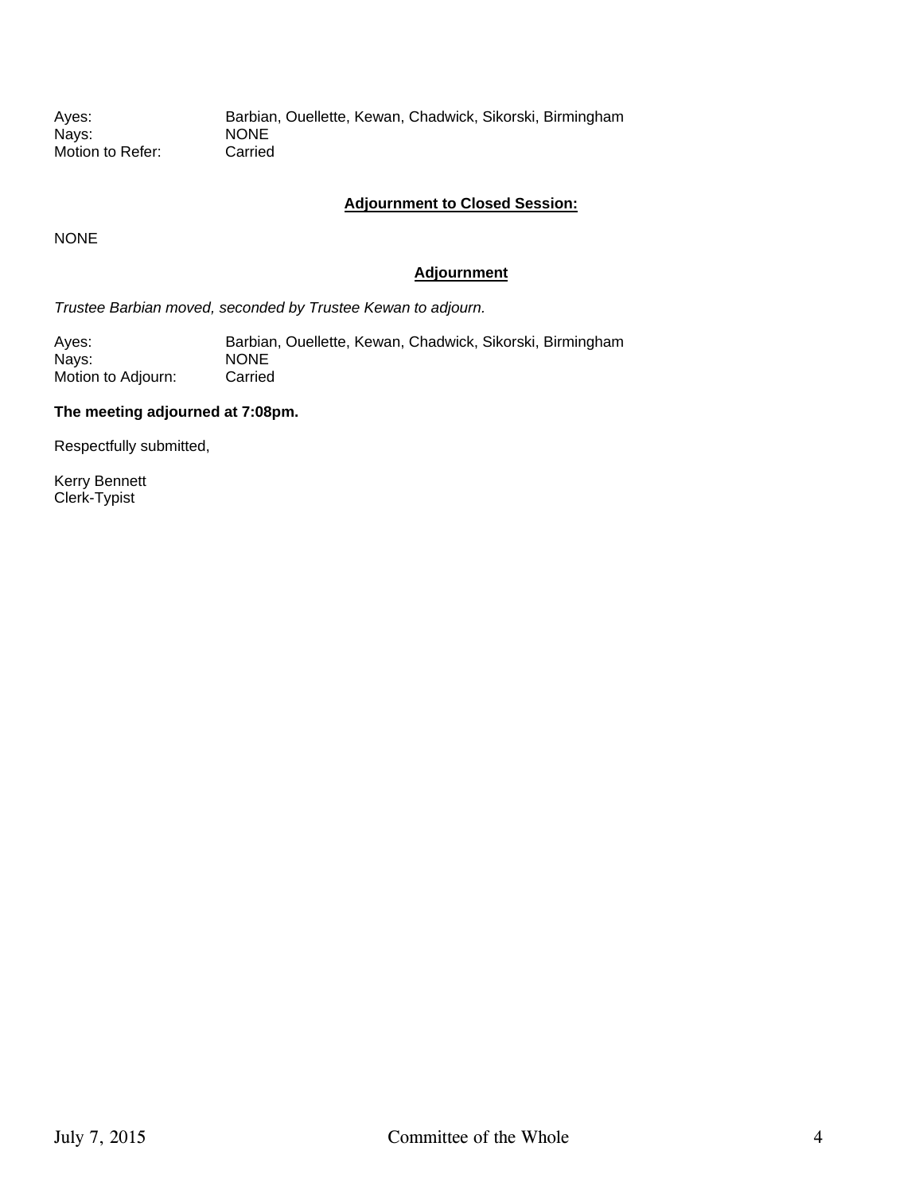| | |
|---|---|
| Ayes: | Barbian, Ouellette, Kewan, Chadwick, Sikorski, Birmingham |
| Nays: | NONE |
| Motion to Refer: | Carried |

## Adjournment to Closed Session:

NONE

## Adjournment

*Trustee Barbian moved, seconded by Trustee Kewan to adjourn.*

| | |
|---|---|
| Ayes: | Barbian, Ouellette, Kewan, Chadwick, Sikorski, Birmingham |
| Nays: | NONE |
| Motion to Adjourn: | Carried |

**The meeting adjourned at 7:08pm.**

Respectfully submitted,

Kerry Bennett
Clerk-Typist